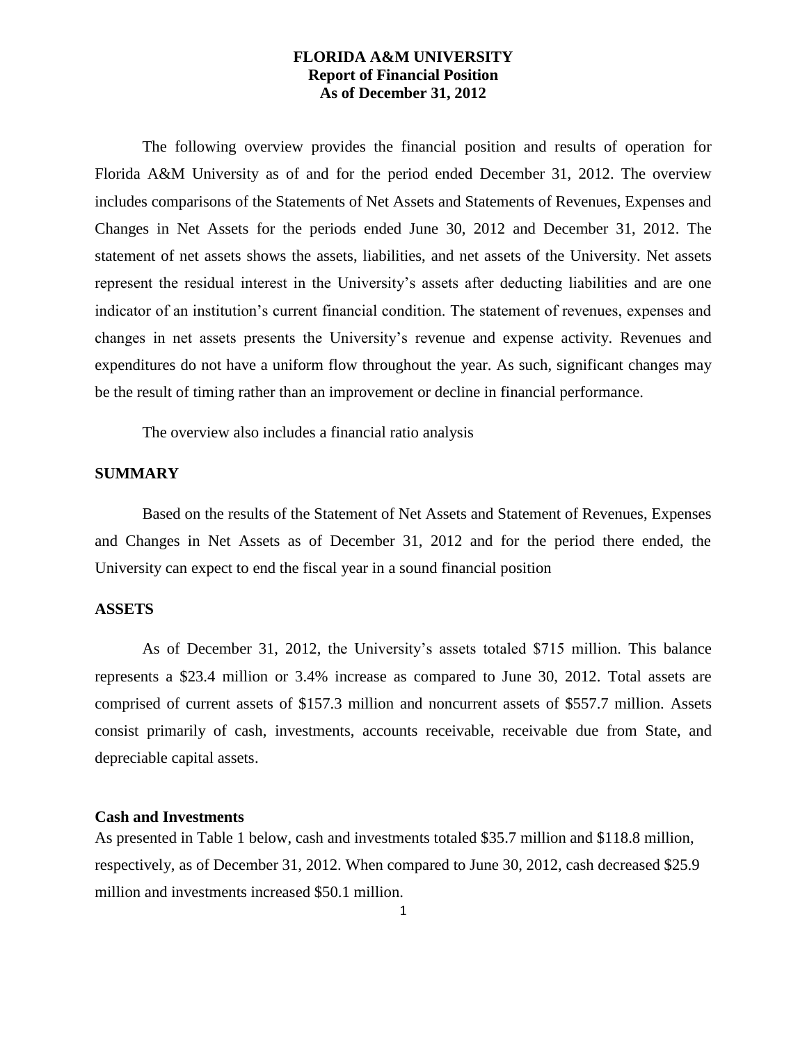# FLORIDA A&M UNIVERSITY
## Report of Financial Position
## As of December 31, 2012

The following overview provides the financial position and results of operation for Florida A&M University as of and for the period ended December 31, 2012. The overview includes comparisons of the Statements of Net Assets and Statements of Revenues, Expenses and Changes in Net Assets for the periods ended June 30, 2012 and December 31, 2012. The statement of net assets shows the assets, liabilities, and net assets of the University. Net assets represent the residual interest in the University's assets after deducting liabilities and are one indicator of an institution's current financial condition. The statement of revenues, expenses and changes in net assets presents the University's revenue and expense activity. Revenues and expenditures do not have a uniform flow throughout the year. As such, significant changes may be the result of timing rather than an improvement or decline in financial performance.

The overview also includes a financial ratio analysis

### SUMMARY

Based on the results of the Statement of Net Assets and Statement of Revenues, Expenses and Changes in Net Assets as of December 31, 2012 and for the period there ended, the University can expect to end the fiscal year in a sound financial position

### ASSETS

As of December 31, 2012, the University's assets totaled \$715 million. This balance represents a \$23.4 million or 3.4% increase as compared to June 30, 2012. Total assets are comprised of current assets of \$157.3 million and noncurrent assets of \$557.7 million. Assets consist primarily of cash, investments, accounts receivable, receivable due from State, and depreciable capital assets.

#### Cash and Investments

As presented in Table 1 below, cash and investments totaled \$35.7 million and \$118.8 million, respectively, as of December 31, 2012. When compared to June 30, 2012, cash decreased \$25.9 million and investments increased \$50.1 million.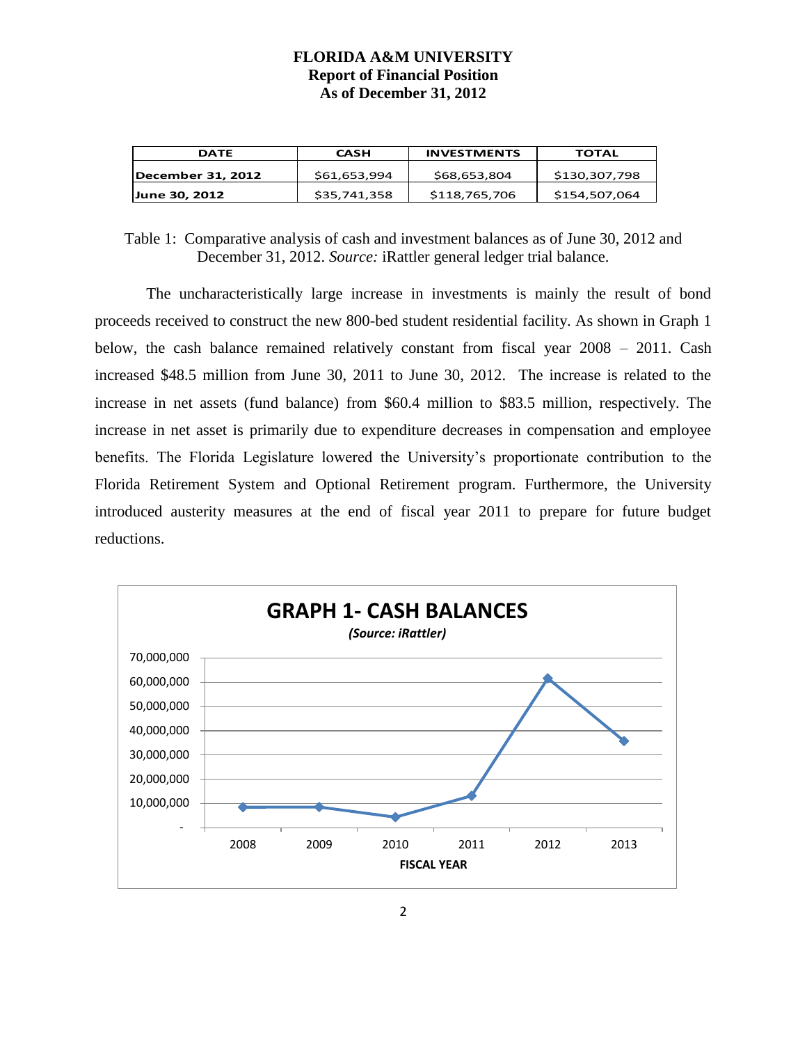# FLORIDA A&M UNIVERSITY
## Report of Financial Position
## As of December 31, 2012

| DATE | CASH | INVESTMENTS | TOTAL |
|---|---|---|---|
| December 31, 2012 | \$61,653,994 | \$68,653,804 | \$130,307,798 |
| June 30, 2012 | \$35,741,358 | \$118,765,706 | \$154,507,064 |

Table 1: Comparative analysis of cash and investment balances as of June 30, 2012 and December 31, 2012. *Source:* iRattler general ledger trial balance.

The uncharacteristically large increase in investments is mainly the result of bond proceeds received to construct the new 800-bed student residential facility. As shown in Graph 1 below, the cash balance remained relatively constant from fiscal year 2008 – 2011. Cash increased \$48.5 million from June 30, 2011 to June 30, 2012. The increase is related to the increase in net assets (fund balance) from \$60.4 million to \$83.5 million, respectively. The increase in net asset is primarily due to expenditure decreases in compensation and employee benefits. The Florida Legislature lowered the University's proportionate contribution to the Florida Retirement System and Optional Retirement program. Furthermore, the University introduced austerity measures at the end of fiscal year 2011 to prepare for future budget reductions.

**GRAPH 1- CASH BALANCES**

***(Source: iRattler)***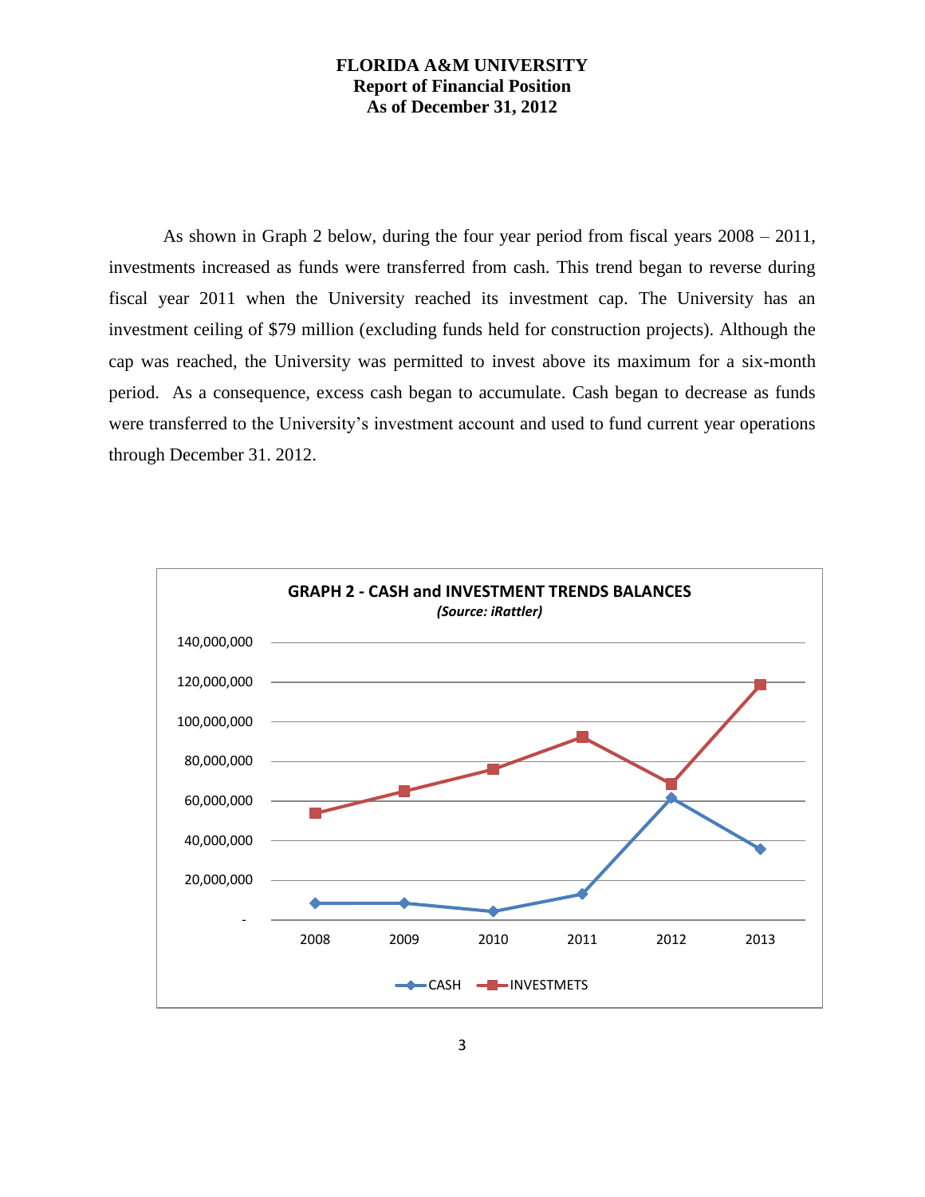**FLORIDA A&M UNIVERSITY**
**Report of Financial Position**
**As of December 31, 2012**

As shown in Graph 2 below, during the four year period from fiscal years 2008 – 2011, investments increased as funds were transferred from cash. This trend began to reverse during fiscal year 2011 when the University reached its investment cap. The University has an investment ceiling of $79 million (excluding funds held for construction projects). Although the cap was reached, the University was permitted to invest above its maximum for a six-month period. As a consequence, excess cash began to accumulate. Cash began to decrease as funds were transferred to the University's investment account and used to fund current year operations through December 31. 2012.

**GRAPH 2 - CASH and INVESTMENT TRENDS BALANCES**
***(Source: iRattler)***

CASH — INVESTMETS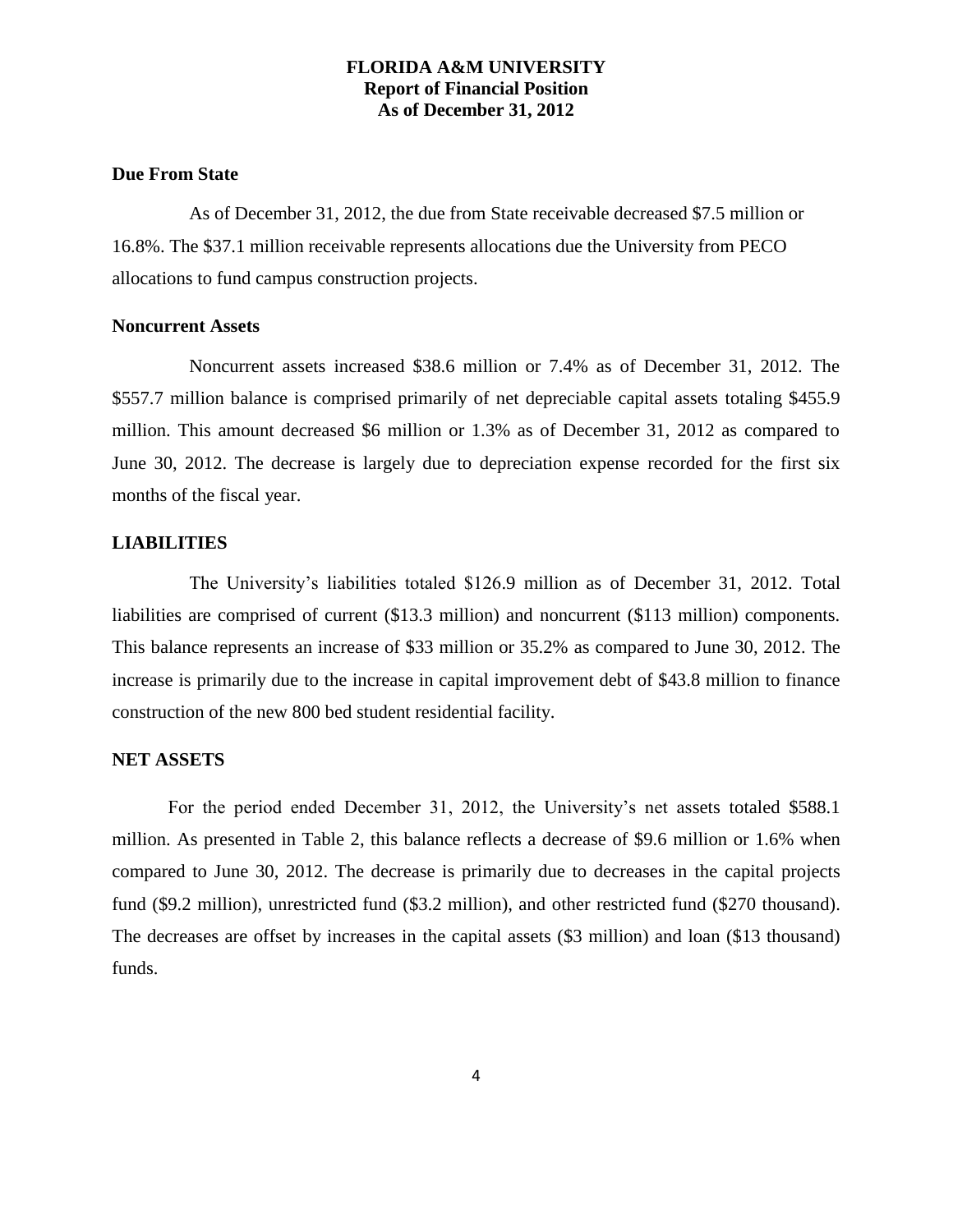**FLORIDA A&M UNIVERSITY**
**Report of Financial Position**
**As of December 31, 2012**

### Due From State

As of December 31, 2012, the due from State receivable decreased $7.5 million or 16.8%. The $37.1 million receivable represents allocations due the University from PECO allocations to fund campus construction projects.

### Noncurrent Assets

Noncurrent assets increased $38.6 million or 7.4% as of December 31, 2012. The $557.7 million balance is comprised primarily of net depreciable capital assets totaling $455.9 million. This amount decreased $6 million or 1.3% as of December 31, 2012 as compared to June 30, 2012. The decrease is largely due to depreciation expense recorded for the first six months of the fiscal year.

## LIABILITIES

The University's liabilities totaled $126.9 million as of December 31, 2012. Total liabilities are comprised of current ($13.3 million) and noncurrent ($113 million) components. This balance represents an increase of $33 million or 35.2% as compared to June 30, 2012. The increase is primarily due to the increase in capital improvement debt of $43.8 million to finance construction of the new 800 bed student residential facility.

## NET ASSETS

For the period ended December 31, 2012, the University's net assets totaled $588.1 million. As presented in Table 2, this balance reflects a decrease of $9.6 million or 1.6% when compared to June 30, 2012. The decrease is primarily due to decreases in the capital projects fund ($9.2 million), unrestricted fund ($3.2 million), and other restricted fund ($270 thousand). The decreases are offset by increases in the capital assets ($3 million) and loan ($13 thousand) funds.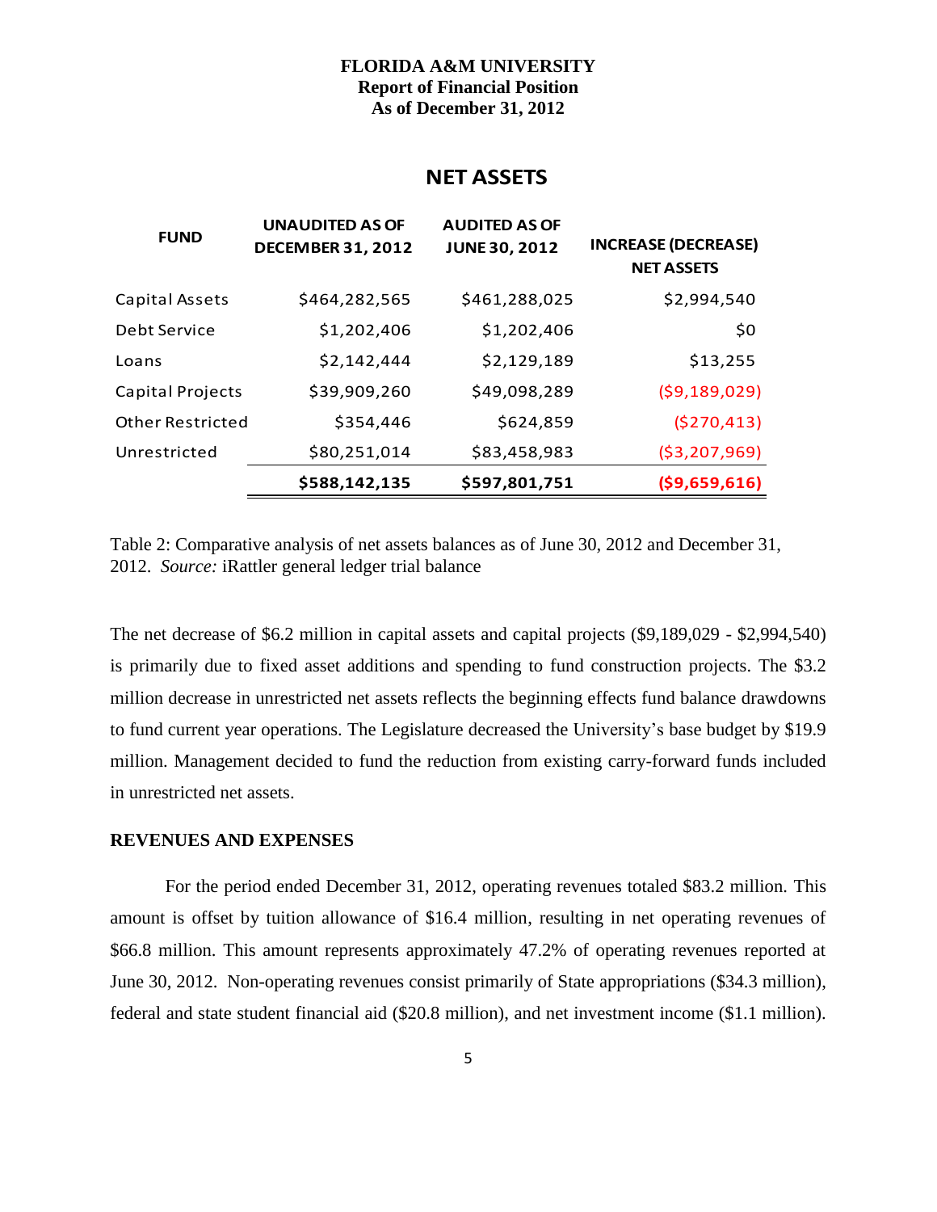**FLORIDA A&M UNIVERSITY**
**Report of Financial Position**
**As of December 31, 2012**

## NET ASSETS

| FUND | UNAUDITED AS OF DECEMBER 31, 2012 | AUDITED AS OF JUNE 30, 2012 | INCREASE (DECREASE) NET ASSETS |
|---|---|---|---|
| Capital Assets | $464,282,565 | $461,288,025 | $2,994,540 |
| Debt Service | $1,202,406 | $1,202,406 | $0 |
| Loans | $2,142,444 | $2,129,189 | $13,255 |
| Capital Projects | $39,909,260 | $49,098,289 | ($9,189,029) |
| Other Restricted | $354,446 | $624,859 | ($270,413) |
| Unrestricted | $80,251,014 | $83,458,983 | ($3,207,969) |
| | **$588,142,135** | **$597,801,751** | **($9,659,616)** |

Table 2: Comparative analysis of net assets balances as of June 30, 2012 and December 31, 2012. *Source:* iRattler general ledger trial balance

The net decrease of \$6.2 million in capital assets and capital projects (\$9,189,029 - \$2,994,540) is primarily due to fixed asset additions and spending to fund construction projects. The \$3.2 million decrease in unrestricted net assets reflects the beginning effects fund balance drawdowns to fund current year operations. The Legislature decreased the University's base budget by \$19.9 million. Management decided to fund the reduction from existing carry-forward funds included in unrestricted net assets.

### REVENUES AND EXPENSES

For the period ended December 31, 2012, operating revenues totaled \$83.2 million. This amount is offset by tuition allowance of \$16.4 million, resulting in net operating revenues of \$66.8 million. This amount represents approximately 47.2% of operating revenues reported at June 30, 2012. Non-operating revenues consist primarily of State appropriations (\$34.3 million), federal and state student financial aid (\$20.8 million), and net investment income (\$1.1 million).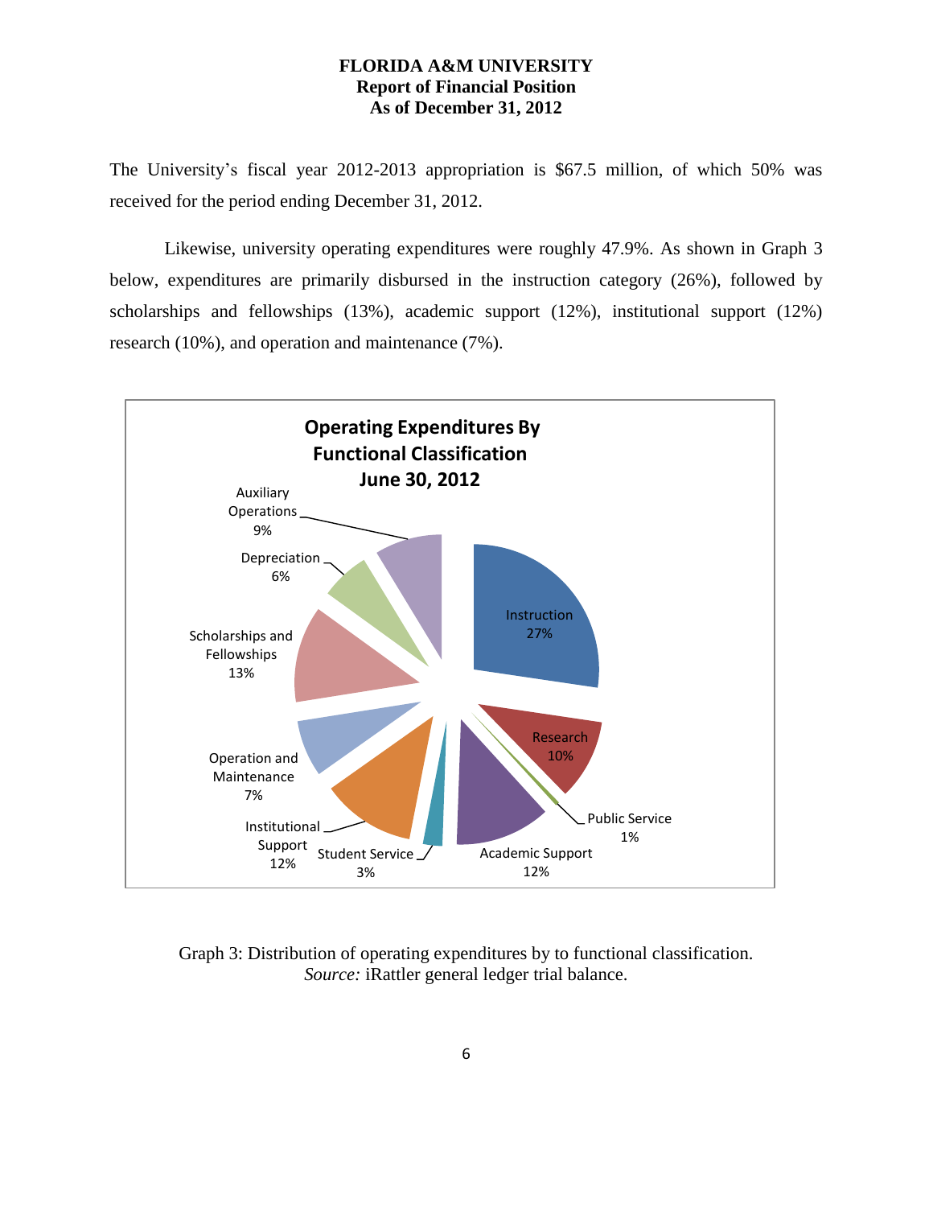**FLORIDA A&M UNIVERSITY**
**Report of Financial Position**
**As of December 31, 2012**

The University's fiscal year 2012-2013 appropriation is $67.5 million, of which 50% was received for the period ending December 31, 2012.

Likewise, university operating expenditures were roughly 47.9%. As shown in Graph 3 below, expenditures are primarily disbursed in the instruction category (26%), followed by scholarships and fellowships (13%), academic support (12%), institutional support (12%) research (10%), and operation and maintenance (7%).

**Operating Expenditures By Functional Classification June 30, 2012**

| Category | Percentage |
|---|---|
| Instruction | 27% |
| Research | 10% |
| Public Service | 1% |
| Academic Support | 12% |
| Student Service | 3% |
| Institutional Support | 12% |
| Operation and Maintenance | 7% |
| Scholarships and Fellowships | 13% |
| Depreciation | 6% |
| Auxiliary Operations | 9% |

Graph 3: Distribution of operating expenditures by to functional classification.
*Source:* iRattler general ledger trial balance.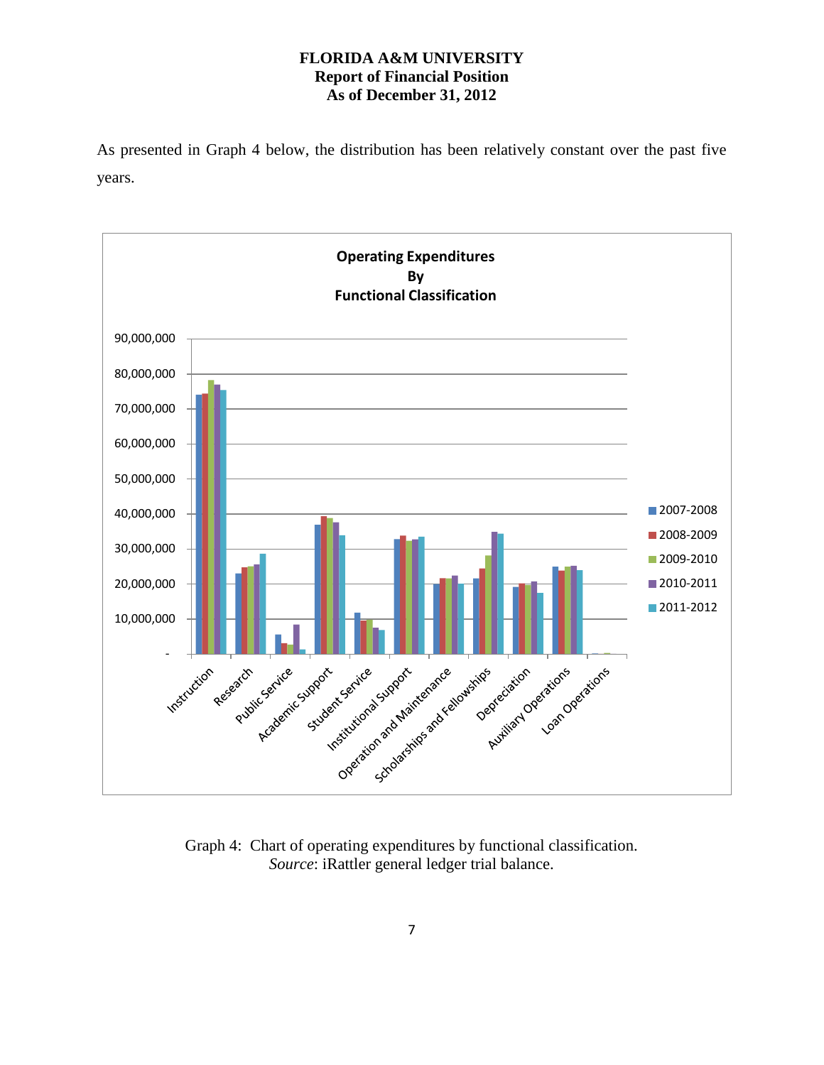As presented in Graph 4 below, the distribution has been relatively constant over the past five years.

Graph 4: Chart of operating expenditures by functional classification.
*Source*: iRattler general ledger trial balance.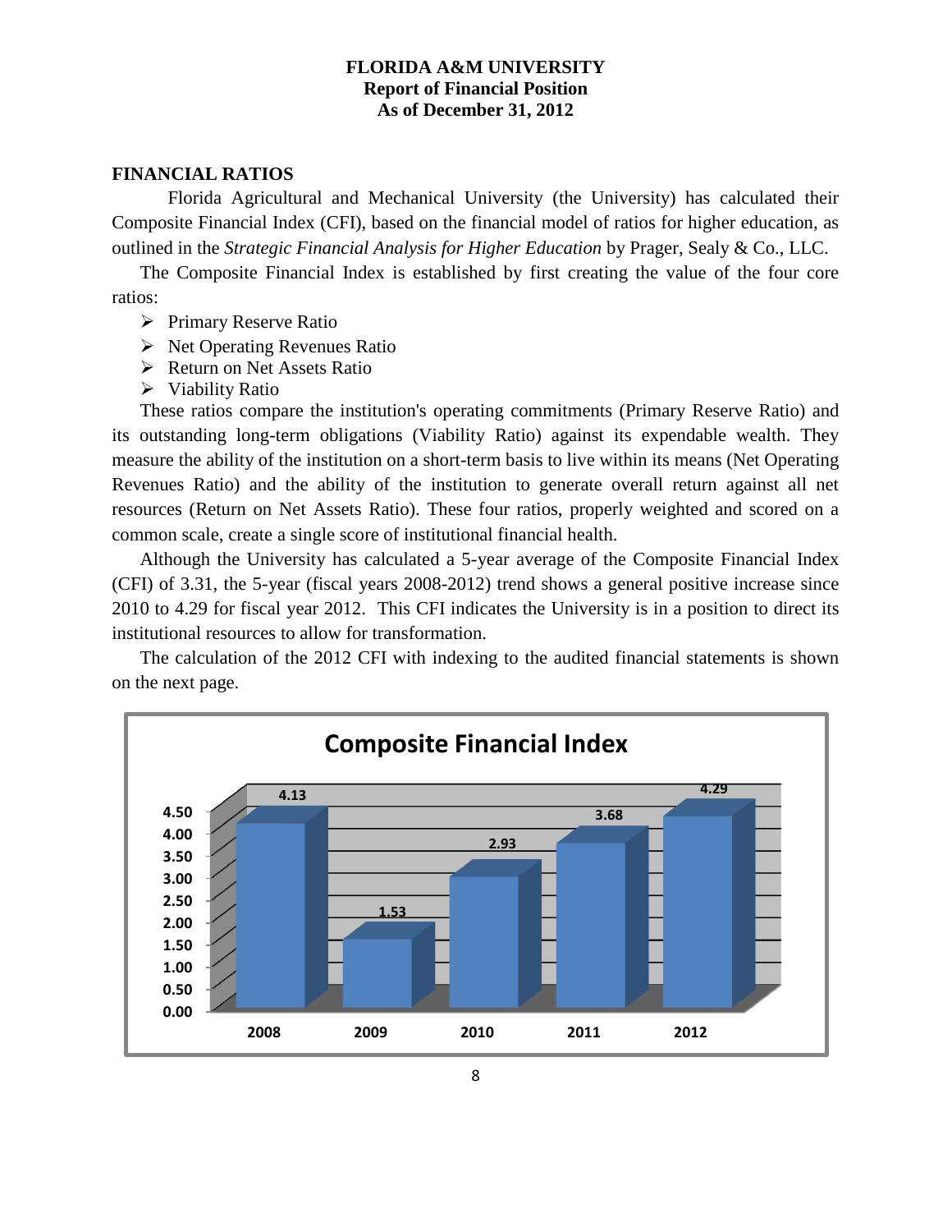**FLORIDA A&M UNIVERSITY**
**Report of Financial Position**
**As of December 31, 2012**

## FINANCIAL RATIOS

Florida Agricultural and Mechanical University (the University) has calculated their Composite Financial Index (CFI), based on the financial model of ratios for higher education, as outlined in the *Strategic Financial Analysis for Higher Education* by Prager, Sealy & Co., LLC.

The Composite Financial Index is established by first creating the value of the four core ratios:

- Primary Reserve Ratio
- Net Operating Revenues Ratio
- Return on Net Assets Ratio
- Viability Ratio

These ratios compare the institution's operating commitments (Primary Reserve Ratio) and its outstanding long-term obligations (Viability Ratio) against its expendable wealth. They measure the ability of the institution on a short-term basis to live within its means (Net Operating Revenues Ratio) and the ability of the institution to generate overall return against all net resources (Return on Net Assets Ratio). These four ratios, properly weighted and scored on a common scale, create a single score of institutional financial health.

Although the University has calculated a 5-year average of the Composite Financial Index (CFI) of 3.31, the 5-year (fiscal years 2008-2012) trend shows a general positive increase since 2010 to 4.29 for fiscal year 2012. This CFI indicates the University is in a position to direct its institutional resources to allow for transformation.

The calculation of the 2012 CFI with indexing to the audited financial statements is shown on the next page.

**Composite Financial Index**

| Year | CFI |
|---|---|
| 2008 | 4.13 |
| 2009 | 1.53 |
| 2010 | 2.93 |
| 2011 | 3.68 |
| 2012 | 4.29 |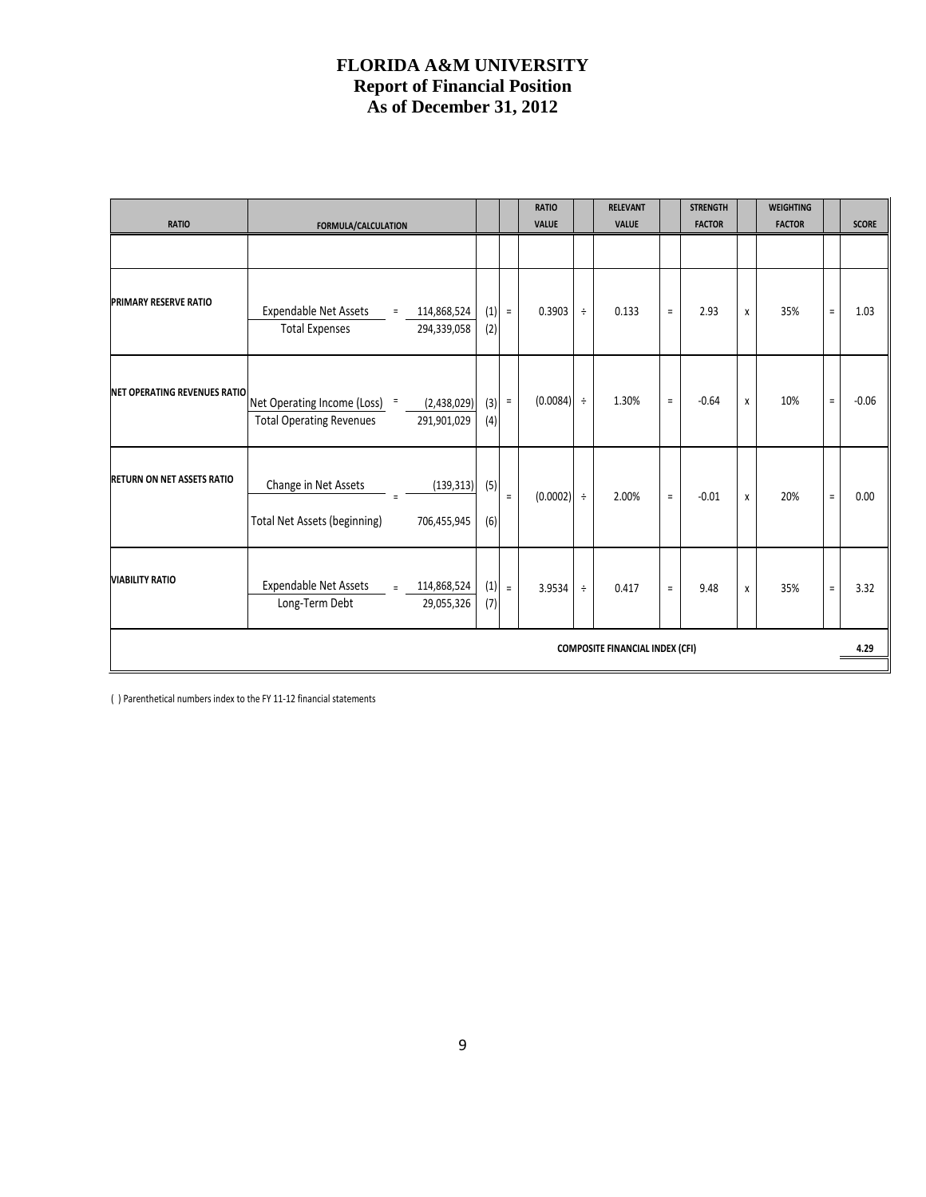# FLORIDA A&M UNIVERSITY
## Report of Financial Position
## As of December 31, 2012

| RATIO | FORMULA/CALCULATION | | | | RATIO VALUE | | RELEVANT VALUE | | STRENGTH FACTOR | | WEIGHTING FACTOR | | SCORE |
|---|---|---|---|---|---|---|---|---|---|---|---|---|---|
| PRIMARY RESERVE RATIO | Expendable Net Assets / Total Expenses | 114,868,524 / 294,339,058 | (1) / (2) | = | 0.3903 | ÷ | 0.133 | = | 2.93 | x | 35% | = | 1.03 |
| NET OPERATING REVENUES RATIO | Net Operating Income (Loss) / Total Operating Revenues | (2,438,029) / 291,901,029 | (3) / (4) | = | (0.0084) | ÷ | 1.30% | = | -0.64 | x | 10% | = | -0.06 |
| RETURN ON NET ASSETS RATIO | Change in Net Assets / Total Net Assets (beginning) | (139,313) / 706,455,945 | (5) / (6) | = | (0.0002) | ÷ | 2.00% | = | -0.01 | x | 20% | = | 0.00 |
| VIABILITY RATIO | Expendable Net Assets / Long-Term Debt | 114,868,524 / 29,055,326 | (1) / (7) | = | 3.9534 | ÷ | 0.417 | = | 9.48 | x | 35% | = | 3.32 |
| | | | | | | | COMPOSITE FINANCIAL INDEX (CFI) | | | | | | 4.29 |

( ) Parenthetical numbers index to the FY 11-12 financial statements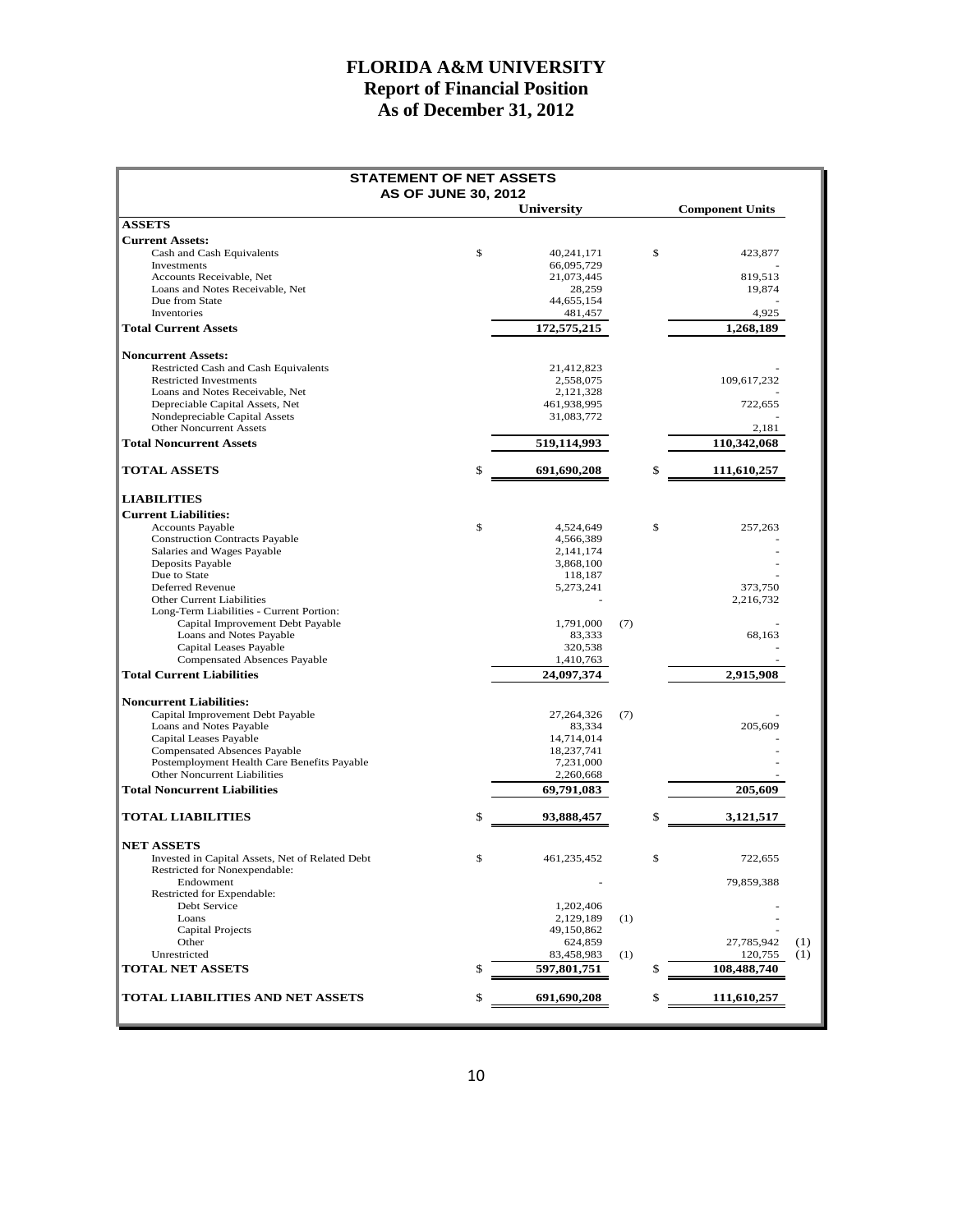# FLORIDA A&M UNIVERSITY
## Report of Financial Position
## As of December 31, 2012

### STATEMENT OF NET ASSETS
### AS OF JUNE 30, 2012

| | University | | Component Units | |
|---|---|---|---|---|
| **ASSETS** | | | | |
| **Current Assets:** | | | | |
| Cash and Cash Equivalents | $ 40,241,171 | | $ 423,877 | |
| Investments | 66,095,729 | | - | |
| Accounts Receivable, Net | 21,073,445 | | 819,513 | |
| Loans and Notes Receivable, Net | 28,259 | | 19,874 | |
| Due from State | 44,655,154 | | - | |
| Inventories | 481,457 | | 4,925 | |
| **Total Current Assets** | **172,575,215** | | **1,268,189** | |
| **Noncurrent Assets:** | | | | |
| Restricted Cash and Cash Equivalents | 21,412,823 | | - | |
| Restricted Investments | 2,558,075 | | 109,617,232 | |
| Loans and Notes Receivable, Net | 2,121,328 | | - | |
| Depreciable Capital Assets, Net | 461,938,995 | | 722,655 | |
| Nondepreciable Capital Assets | 31,083,772 | | - | |
| Other Noncurrent Assets | | | 2,181 | |
| **Total Noncurrent Assets** | **519,114,993** | | **110,342,068** | |
| **TOTAL ASSETS** | **$ 691,690,208** | | **$ 111,610,257** | |
| **LIABILITIES** | | | | |
| **Current Liabilities:** | | | | |
| Accounts Payable | $ 4,524,649 | | $ 257,263 | |
| Construction Contracts Payable | 4,566,389 | | - | |
| Salaries and Wages Payable | 2,141,174 | | - | |
| Deposits Payable | 3,868,100 | | - | |
| Due to State | 118,187 | | - | |
| Deferred Revenue | 5,273,241 | | 373,750 | |
| Other Current Liabilities | - | | 2,216,732 | |
| Long-Term Liabilities - Current Portion: | | | | |
| Capital Improvement Debt Payable | 1,791,000 | (7) | - | |
| Loans and Notes Payable | 83,333 | | 68,163 | |
| Capital Leases Payable | 320,538 | | - | |
| Compensated Absences Payable | 1,410,763 | | - | |
| **Total Current Liabilities** | **24,097,374** | | **2,915,908** | |
| **Noncurrent Liabilities:** | | | | |
| Capital Improvement Debt Payable | 27,264,326 | (7) | - | |
| Loans and Notes Payable | 83,334 | | 205,609 | |
| Capital Leases Payable | 14,714,014 | | - | |
| Compensated Absences Payable | 18,237,741 | | - | |
| Postemployment Health Care Benefits Payable | 7,231,000 | | - | |
| Other Noncurrent Liabilities | 2,260,668 | | - | |
| **Total Noncurrent Liabilities** | **69,791,083** | | **205,609** | |
| **TOTAL LIABILITIES** | **$ 93,888,457** | | **$ 3,121,517** | |
| **NET ASSETS** | | | | |
| Invested in Capital Assets, Net of Related Debt | $ 461,235,452 | | $ 722,655 | |
| Restricted for Nonexpendable: | | | | |
| Endowment | - | | 79,859,388 | |
| Restricted for Expendable: | | | | |
| Debt Service | 1,202,406 | | - | |
| Loans | 2,129,189 | (1) | - | |
| Capital Projects | 49,150,862 | | - | |
| Other | 624,859 | | 27,785,942 | (1) |
| Unrestricted | 83,458,983 | (1) | 120,755 | (1) |
| **TOTAL NET ASSETS** | **$ 597,801,751** | | **$ 108,488,740** | |
| **TOTAL LIABILITIES AND NET ASSETS** | **$ 691,690,208** | | **$ 111,610,257** | |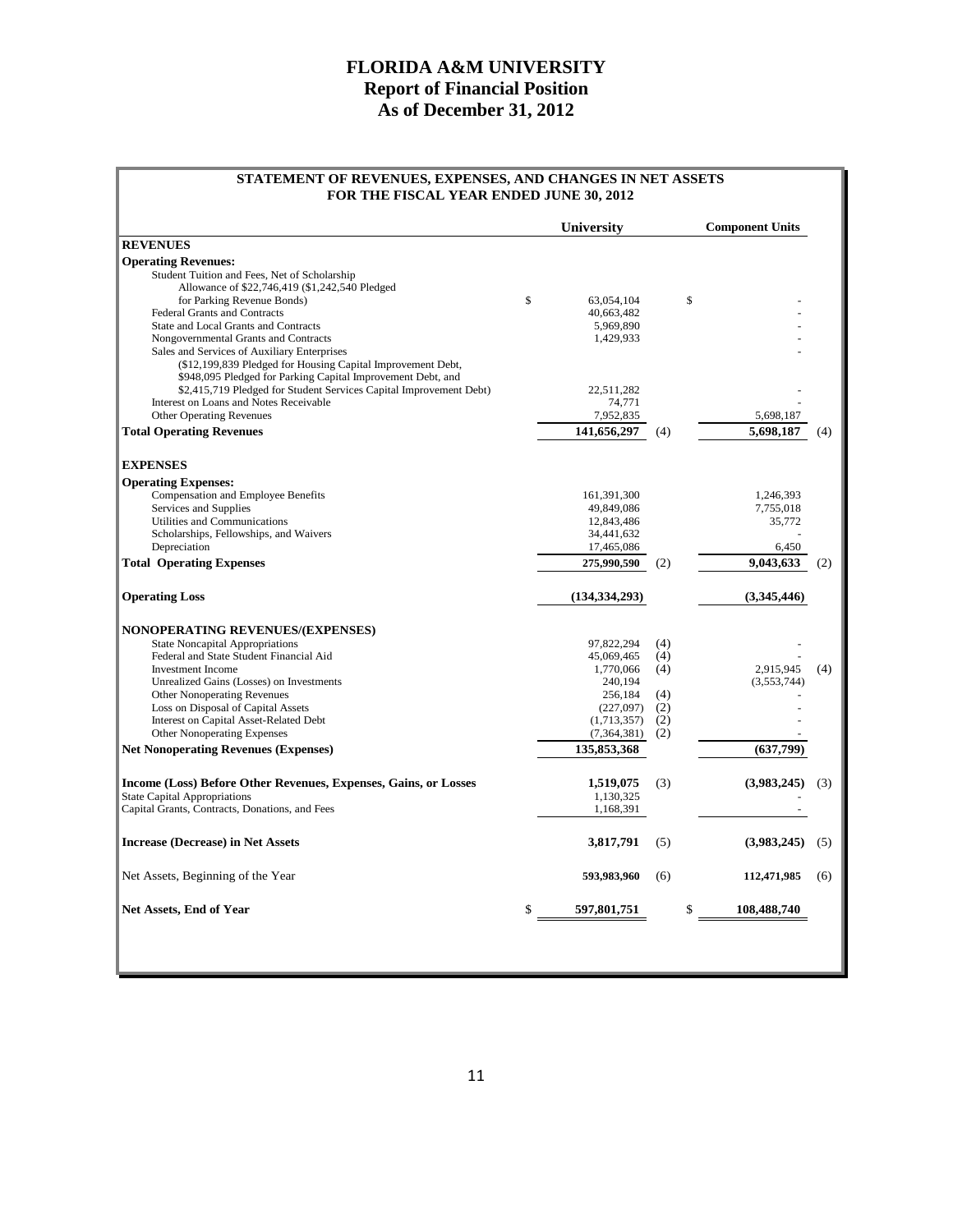# FLORIDA A&M UNIVERSITY
## Report of Financial Position
## As of December 31, 2012

### STATEMENT OF REVENUES, EXPENSES, AND CHANGES IN NET ASSETS
### FOR THE FISCAL YEAR ENDED JUNE 30, 2012

| | University | | Component Units | |
|---|---|---|---|---|
| **REVENUES** | | | | |
| **Operating Revenues:** | | | | |
| Student Tuition and Fees, Net of Scholarship Allowance of $22,746,419 ($1,242,540 Pledged for Parking Revenue Bonds) | $ 63,054,104 | | $ - | |
| Federal Grants and Contracts | 40,663,482 | | - | |
| State and Local Grants and Contracts | 5,969,890 | | - | |
| Nongovernmental Grants and Contracts | 1,429,933 | | - | |
| Sales and Services of Auxiliary Enterprises ($12,199,839 Pledged for Housing Capital Improvement Debt, $948,095 Pledged for Parking Capital Improvement Debt, and $2,415,719 Pledged for Student Services Capital Improvement Debt) | 22,511,282 | | - | |
| Interest on Loans and Notes Receivable | 74,771 | | - | |
| Other Operating Revenues | 7,952,835 | | 5,698,187 | |
| **Total Operating Revenues** | **141,656,297** | (4) | **5,698,187** | (4) |
| **EXPENSES** | | | | |
| **Operating Expenses:** | | | | |
| Compensation and Employee Benefits | 161,391,300 | | 1,246,393 | |
| Services and Supplies | 49,849,086 | | 7,755,018 | |
| Utilities and Communications | 12,843,486 | | 35,772 | |
| Scholarships, Fellowships, and Waivers | 34,441,632 | | - | |
| Depreciation | 17,465,086 | | 6,450 | |
| **Total Operating Expenses** | **275,990,590** | (2) | **9,043,633** | (2) |
| **Operating Loss** | **(134,334,293)** | | **(3,345,446)** | |
| **NONOPERATING REVENUES/(EXPENSES)** | | | | |
| State Noncapital Appropriations | 97,822,294 | (4) | - | |
| Federal and State Student Financial Aid | 45,069,465 | (4) | - | |
| Investment Income | 1,770,066 | (4) | 2,915,945 | (4) |
| Unrealized Gains (Losses) on Investments | 240,194 | | (3,553,744) | |
| Other Nonoperating Revenues | 256,184 | (4) | - | |
| Loss on Disposal of Capital Assets | (227,097) | (2) | - | |
| Interest on Capital Asset-Related Debt | (1,713,357) | (2) | - | |
| Other Nonoperating Expenses | (7,364,381) | (2) | - | |
| **Net Nonoperating Revenues (Expenses)** | **135,853,368** | | **(637,799)** | |
| **Income (Loss) Before Other Revenues, Expenses, Gains, or Losses** | **1,519,075** | (3) | **(3,983,245)** | (3) |
| State Capital Appropriations | 1,130,325 | | - | |
| Capital Grants, Contracts, Donations, and Fees | 1,168,391 | | - | |
| **Increase (Decrease) in Net Assets** | **3,817,791** | (5) | **(3,983,245)** | (5) |
| Net Assets, Beginning of the Year | **593,983,960** | (6) | **112,471,985** | (6) |
| **Net Assets, End of Year** | **$ 597,801,751** | | **$ 108,488,740** | |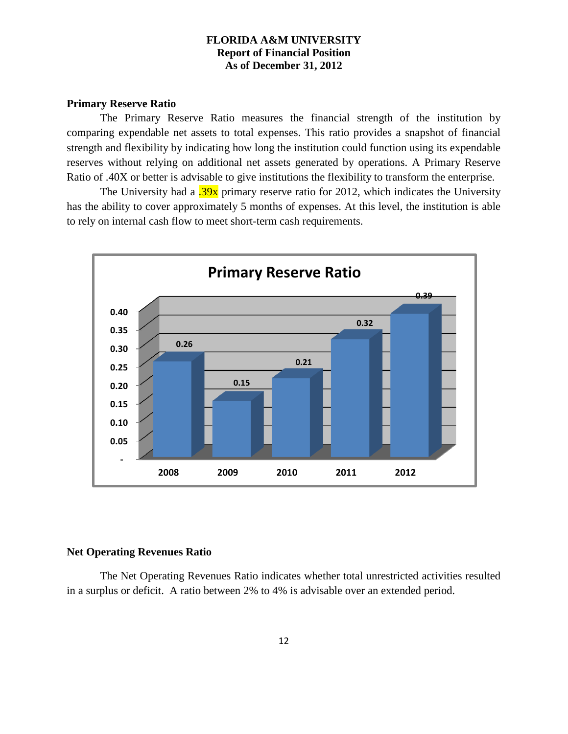**FLORIDA A&M UNIVERSITY**
**Report of Financial Position**
**As of December 31, 2012**

**Primary Reserve Ratio**

The Primary Reserve Ratio measures the financial strength of the institution by comparing expendable net assets to total expenses. This ratio provides a snapshot of financial strength and flexibility by indicating how long the institution could function using its expendable reserves without relying on additional net assets generated by operations. A Primary Reserve Ratio of .40X or better is advisable to give institutions the flexibility to transform the enterprise.

The University had a .39x primary reserve ratio for 2012, which indicates the University has the ability to cover approximately 5 months of expenses. At this level, the institution is able to rely on internal cash flow to meet short-term cash requirements.

**Primary Reserve Ratio**

| Year | Ratio |
|---|---|
| 2008 | 0.26 |
| 2009 | 0.15 |
| 2010 | 0.21 |
| 2011 | 0.32 |
| 2012 | 0.39 |

**Net Operating Revenues Ratio**

The Net Operating Revenues Ratio indicates whether total unrestricted activities resulted in a surplus or deficit. A ratio between 2% to 4% is advisable over an extended period.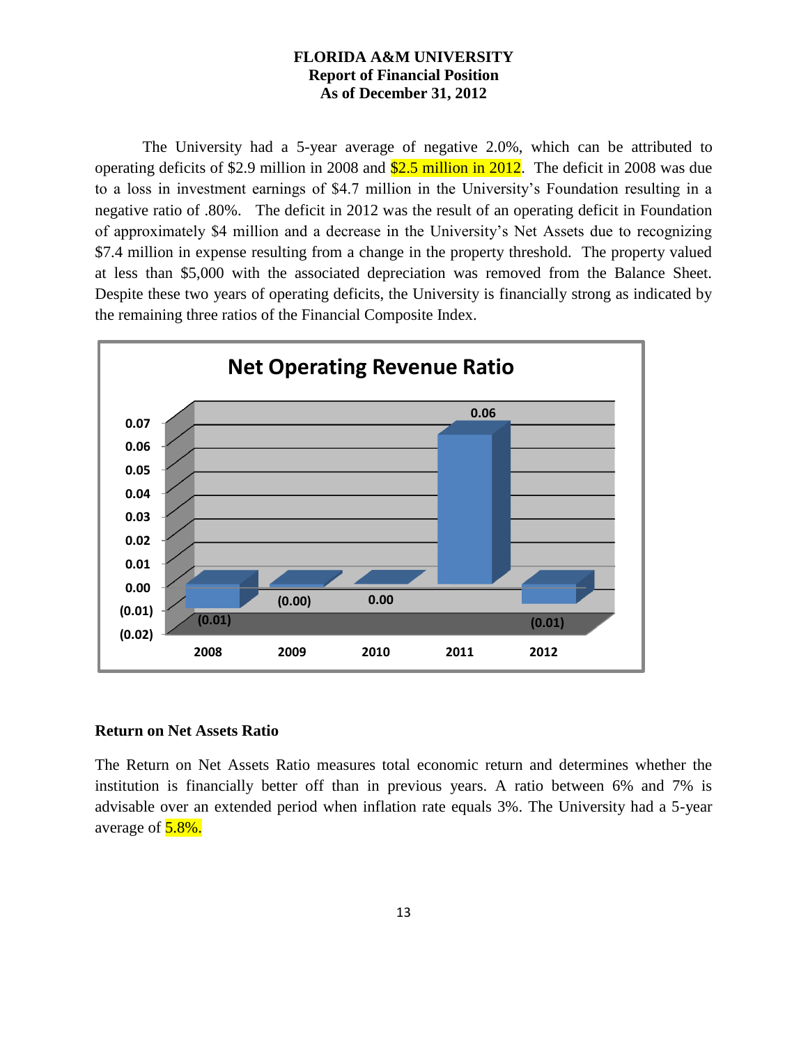**FLORIDA A&M UNIVERSITY**
**Report of Financial Position**
**As of December 31, 2012**

The University had a 5-year average of negative 2.0%, which can be attributed to operating deficits of $2.9 million in 2008 and $2.5 million in 2012. The deficit in 2008 was due to a loss in investment earnings of $4.7 million in the University's Foundation resulting in a negative ratio of .80%. The deficit in 2012 was the result of an operating deficit in Foundation of approximately $4 million and a decrease in the University's Net Assets due to recognizing $7.4 million in expense resulting from a change in the property threshold. The property valued at less than $5,000 with the associated depreciation was removed from the Balance Sheet. Despite these two years of operating deficits, the University is financially strong as indicated by the remaining three ratios of the Financial Composite Index.

**Net Operating Revenue Ratio**

| Year | Ratio |
|---|---|
| 2008 | (0.01) |
| 2009 | (0.00) |
| 2010 | 0.00 |
| 2011 | 0.06 |
| 2012 | (0.01) |

### Return on Net Assets Ratio

The Return on Net Assets Ratio measures total economic return and determines whether the institution is financially better off than in previous years. A ratio between 6% and 7% is advisable over an extended period when inflation rate equals 3%. The University had a 5-year average of 5.8%.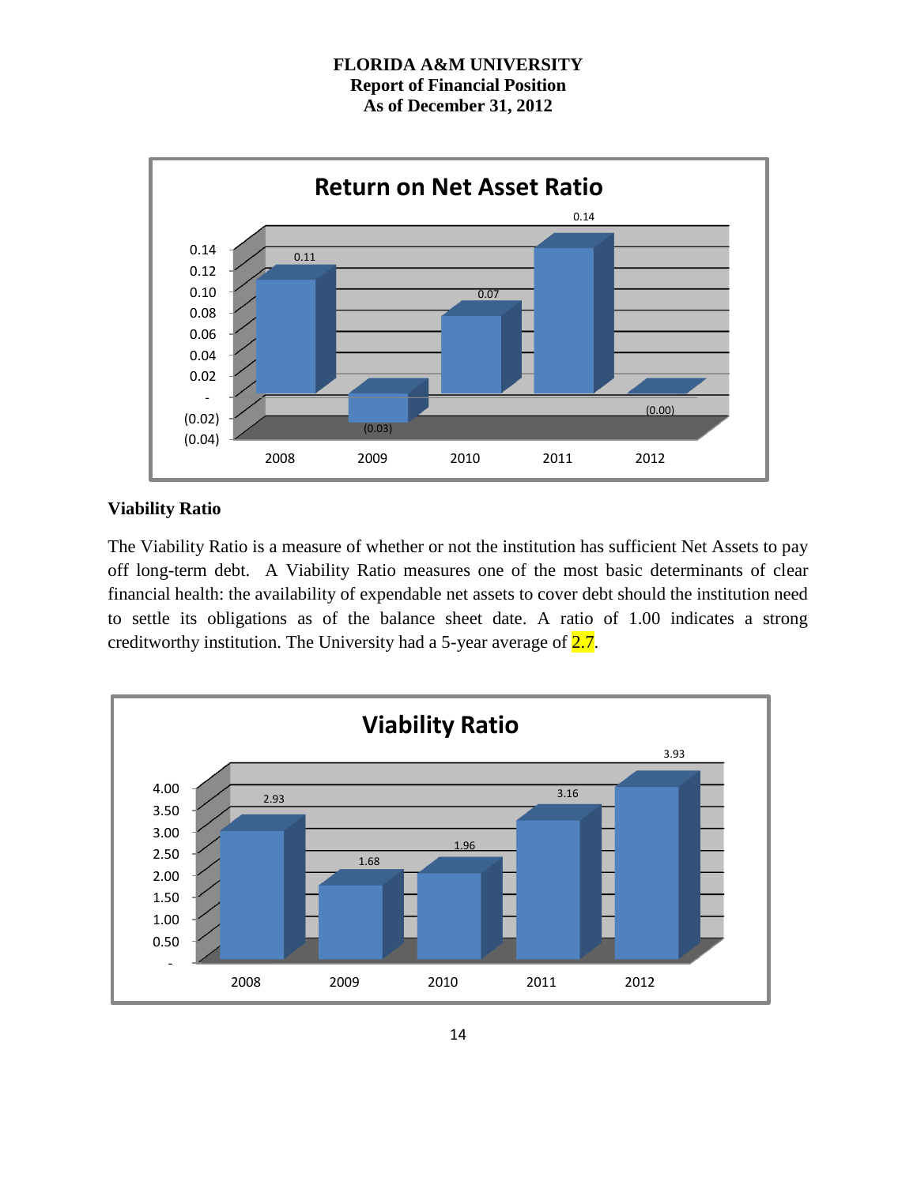**FLORIDA A&M UNIVERSITY**
**Report of Financial Position**
**As of December 31, 2012**

Return on Net Asset Ratio

0.14
0.12
0.10
0.08
0.06
0.04
0.02
-
(0.02)
(0.04)

0.11
(0.03)
0.07
0.14
(0.00)

2008 2009 2010 2011 2012

### Viability Ratio

The Viability Ratio is a measure of whether or not the institution has sufficient Net Assets to pay off long-term debt. A Viability Ratio measures one of the most basic determinants of clear financial health: the availability of expendable net assets to cover debt should the institution need to settle its obligations as of the balance sheet date. A ratio of 1.00 indicates a strong creditworthy institution. The University had a 5-year average of 2.7.

Viability Ratio

4.00
3.50
3.00
2.50
2.00
1.50
1.00
0.50
-

2.93
1.68
1.96
3.16
3.93

2008 2009 2010 2011 2012